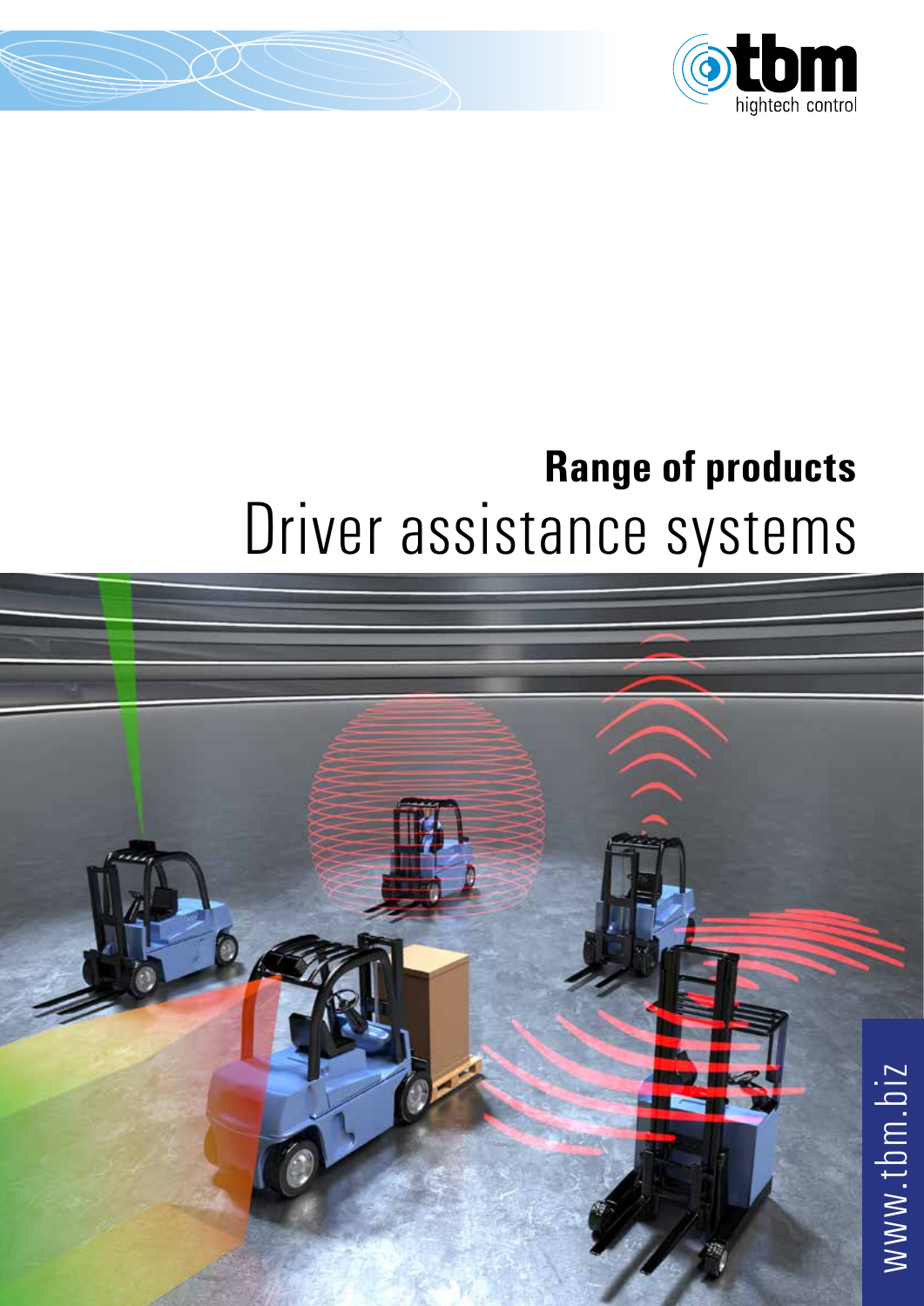tbm hightech control

**Range of products**

# Driver assistance systems

www.tbm.biz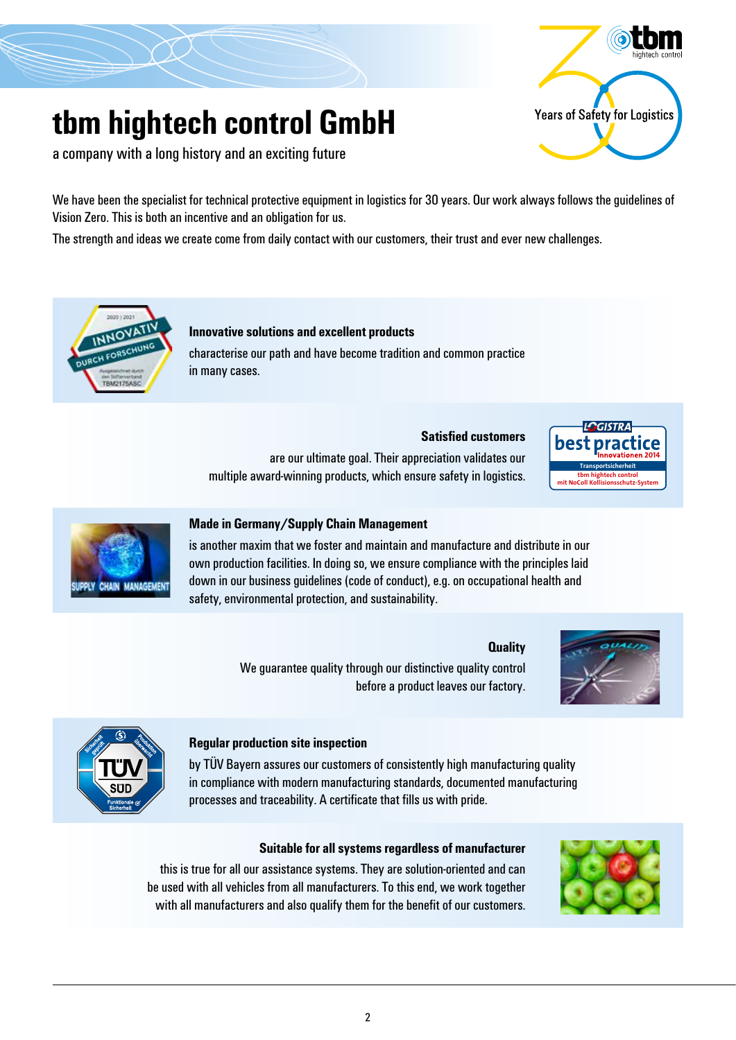# tbm hightech control GmbH

a company with a long history and an exciting future

We have been the specialist for technical protective equipment in logistics for 30 years. Our work always follows the guidelines of Vision Zero. This is both an incentive and an obligation for us.

The strength and ideas we create come from daily contact with our customers, their trust and ever new challenges.

**Innovative solutions and excellent products**

characterise our path and have become tradition and common practice in many cases.

**Satisfied customers**

are our ultimate goal. Their appreciation validates our multiple award-winning products, which ensure safety in logistics.

**Made in Germany/Supply Chain Management**

is another maxim that we foster and maintain and manufacture and distribute in our own production facilities. In doing so, we ensure compliance with the principles laid down in our business guidelines (code of conduct), e.g. on occupational health and safety, environmental protection, and sustainability.

**Quality**

We guarantee quality through our distinctive quality control before a product leaves our factory.

**Regular production site inspection**

by TÜV Bayern assures our customers of consistently high manufacturing quality in compliance with modern manufacturing standards, documented manufacturing processes and traceability. A certificate that fills us with pride.

**Suitable for all systems regardless of manufacturer**

this is true for all our assistance systems. They are solution-oriented and can be used with all vehicles from all manufacturers. To this end, we work together with all manufacturers and also qualify them for the benefit of our customers.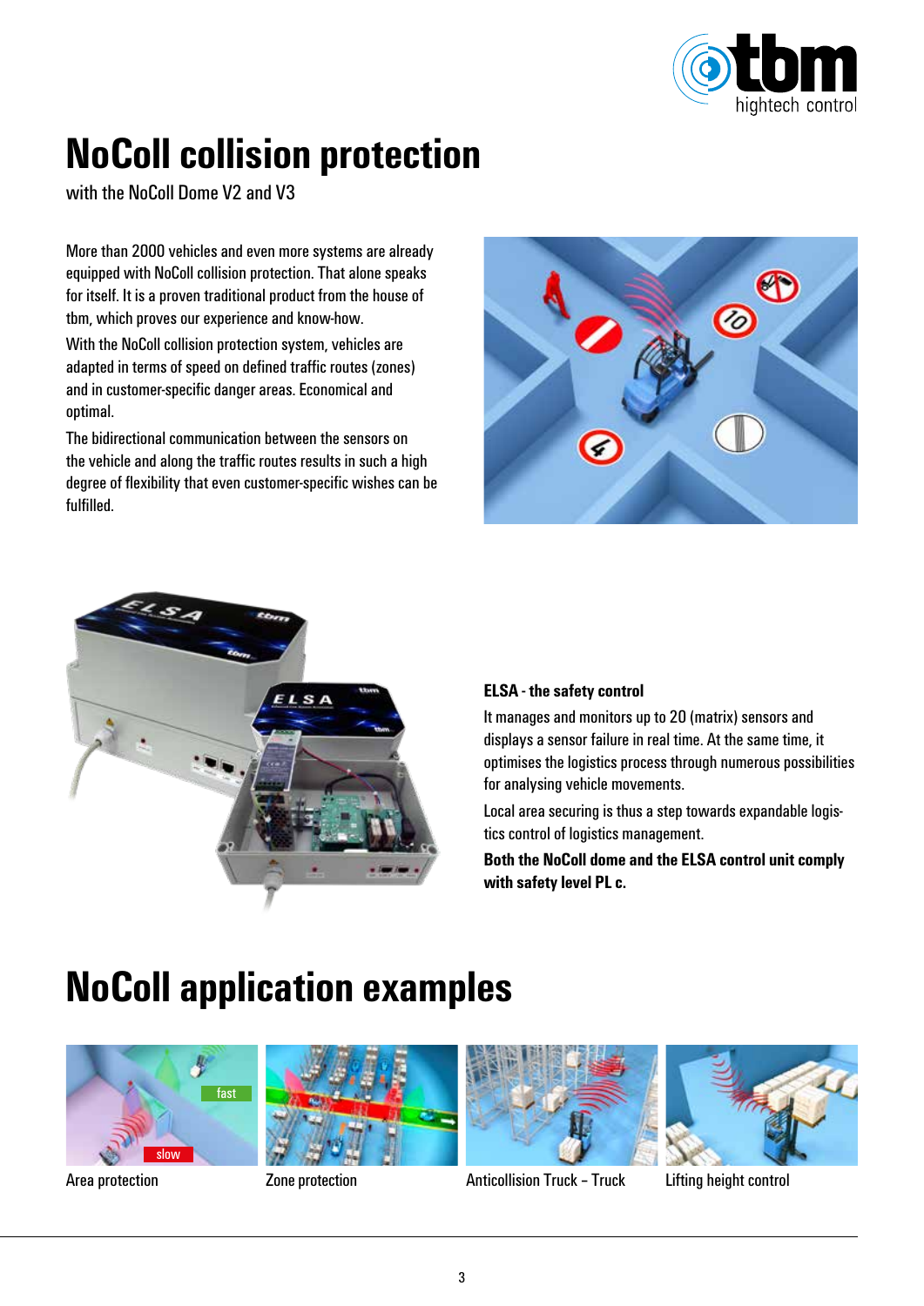# NoColl collision protection

with the NoColl Dome V2 and V3

More than 2000 vehicles and even more systems are already equipped with NoColl collision protection. That alone speaks for itself. It is a proven traditional product from the house of tbm, which proves our experience and know-how.

With the NoColl collision protection system, vehicles are adapted in terms of speed on defined traffic routes (zones) and in customer-specific danger areas. Economical and optimal.

The bidirectional communication between the sensors on the vehicle and along the traffic routes results in such a high degree of flexibility that even customer-specific wishes can be fulfilled.

**ELSA - the safety control**

It manages and monitors up to 20 (matrix) sensors and displays a sensor failure in real time. At the same time, it optimises the logistics process through numerous possibilities for analysing vehicle movements.

Local area securing is thus a step towards expandable logistics control of logistics management.

**Both the NoColl dome and the ELSA control unit comply with safety level PL c.**

# NoColl application examples

Area protection

Zone protection

Anticollision Truck – Truck

Lifting height control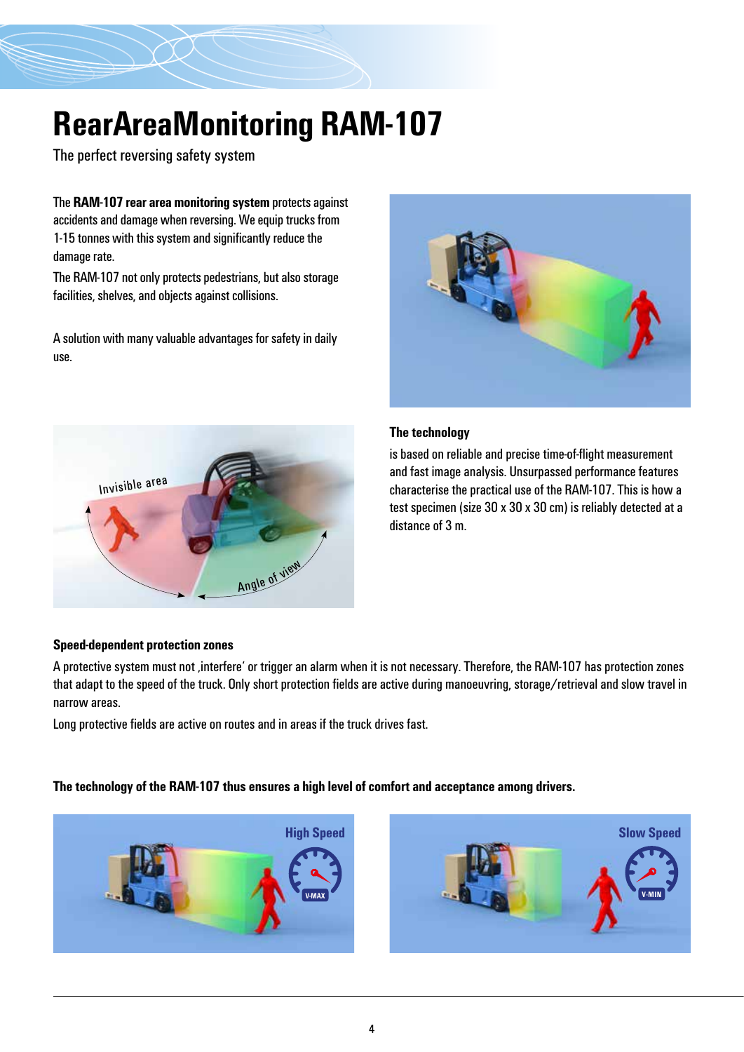# RearAreaMonitoring RAM-107

The perfect reversing safety system

The **RAM-107 rear area monitoring system** protects against accidents and damage when reversing. We equip trucks from 1-15 tonnes with this system and significantly reduce the damage rate.

The RAM-107 not only protects pedestrians, but also storage facilities, shelves, and objects against collisions.

A solution with many valuable advantages for safety in daily use.

**The technology**

is based on reliable and precise time-of-flight measurement and fast image analysis. Unsurpassed performance features characterise the practical use of the RAM-107. This is how a test specimen (size 30 x 30 x 30 cm) is reliably detected at a distance of 3 m.

**Speed-dependent protection zones**

A protective system must not ‚interfere' or trigger an alarm when it is not necessary. Therefore, the RAM-107 has protection zones that adapt to the speed of the truck. Only short protection fields are active during manoeuvring, storage/retrieval and slow travel in narrow areas.

Long protective fields are active on routes and in areas if the truck drives fast.

**The technology of the RAM-107 thus ensures a high level of comfort and acceptance among drivers.**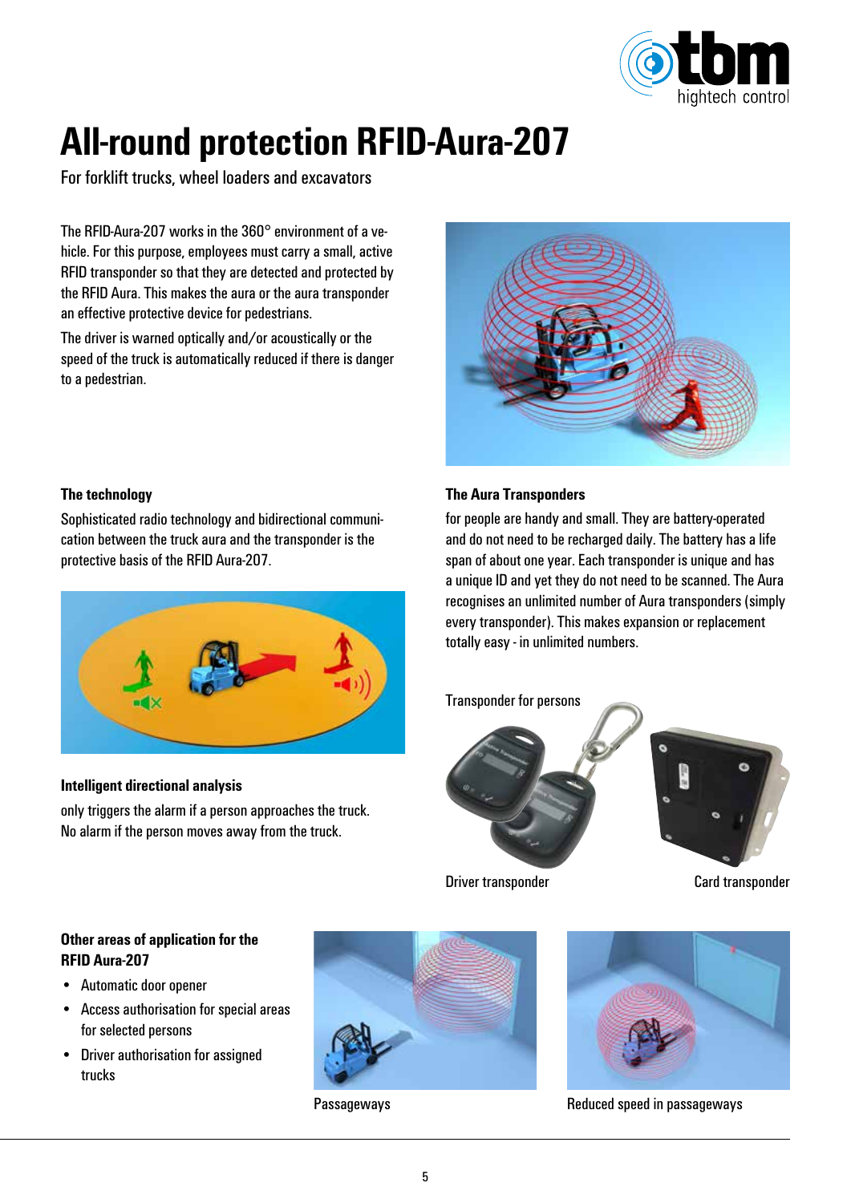# All-round protection RFID-Aura-207

For forklift trucks, wheel loaders and excavators

The RFID-Aura-207 works in the 360° environment of a vehicle. For this purpose, employees must carry a small, active RFID transponder so that they are detected and protected by the RFID Aura. This makes the aura or the aura transponder an effective protective device for pedestrians.

The driver is warned optically and/or acoustically or the speed of the truck is automatically reduced if there is danger to a pedestrian.

### The technology

Sophisticated radio technology and bidirectional communication between the truck aura and the transponder is the protective basis of the RFID Aura-207.

### Intelligent directional analysis

only triggers the alarm if a person approaches the truck. No alarm if the person moves away from the truck.

### The Aura Transponders

for people are handy and small. They are battery-operated and do not need to be recharged daily. The battery has a life span of about one year. Each transponder is unique and has a unique ID and yet they do not need to be scanned. The Aura recognises an unlimited number of Aura transponders (simply every transponder). This makes expansion or replacement totally easy - in unlimited numbers.

Transponder for persons

Driver transponder

Card transponder

### Other areas of application for the RFID Aura-207

- Automatic door opener
- Access authorisation for special areas for selected persons
- Driver authorisation for assigned trucks

Passageways

Reduced speed in passageways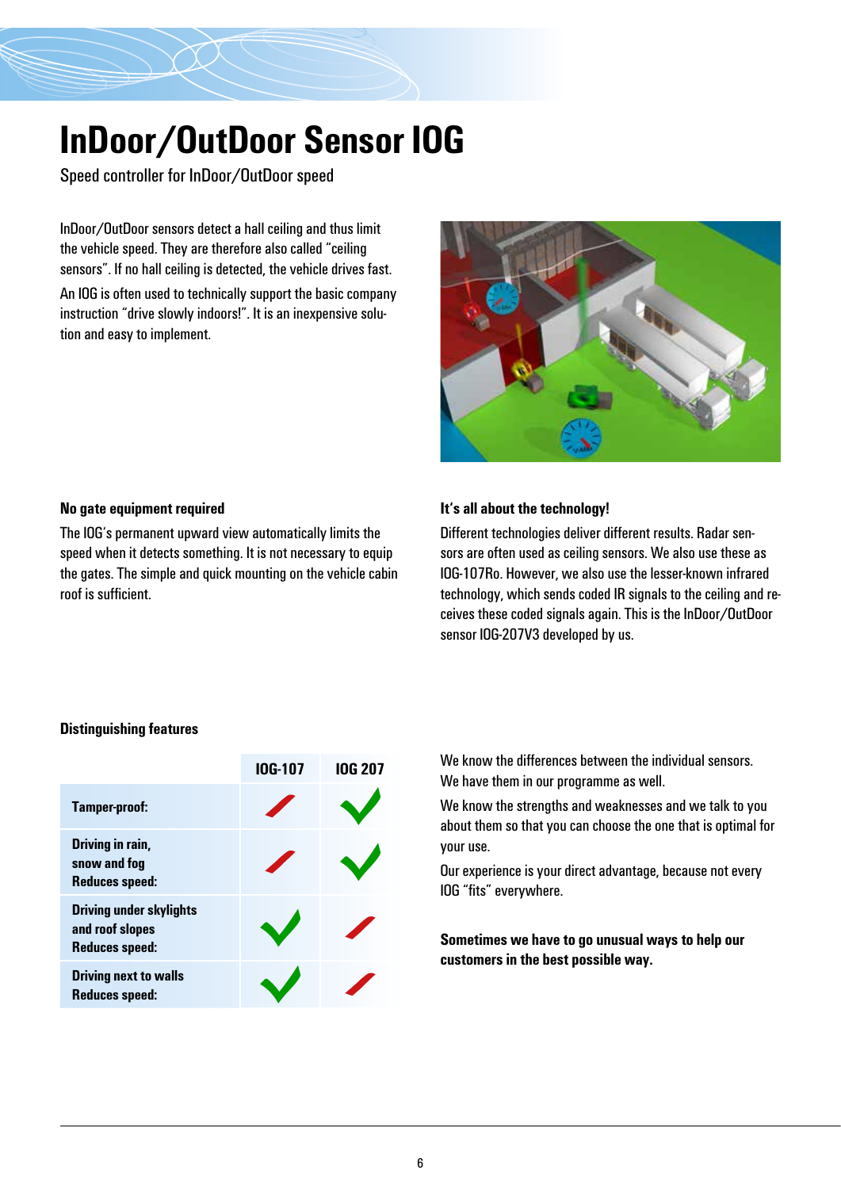# InDoor/OutDoor Sensor IOG

Speed controller for InDoor/OutDoor speed

InDoor/OutDoor sensors detect a hall ceiling and thus limit the vehicle speed. They are therefore also called "ceiling sensors". If no hall ceiling is detected, the vehicle drives fast.

An IOG is often used to technically support the basic company instruction "drive slowly indoors!". It is an inexpensive solution and easy to implement.

### No gate equipment required

The IOG's permanent upward view automatically limits the speed when it detects something. It is not necessary to equip the gates. The simple and quick mounting on the vehicle cabin roof is sufficient.

### It's all about the technology!

Different technologies deliver different results. Radar sensors are often used as ceiling sensors. We also use these as IOG-107Ro. However, we also use the lesser-known infrared technology, which sends coded IR signals to the ceiling and receives these coded signals again. This is the InDoor/OutDoor sensor IOG-207V3 developed by us.

### Distinguishing features

| | IOG-107 | IOG 207 |
|---|---|---|
| **Tamper-proof:** | ✗ | ✓ |
| **Driving in rain, snow and fog Reduces speed:** | ✗ | ✓ |
| **Driving under skylights and roof slopes Reduces speed:** | ✓ | ✗ |
| **Driving next to walls Reduces speed:** | ✓ | ✗ |

We know the differences between the individual sensors. We have them in our programme as well.

We know the strengths and weaknesses and we talk to you about them so that you can choose the one that is optimal for your use.

Our experience is your direct advantage, because not every IOG "fits" everywhere.

**Sometimes we have to go unusual ways to help our customers in the best possible way.**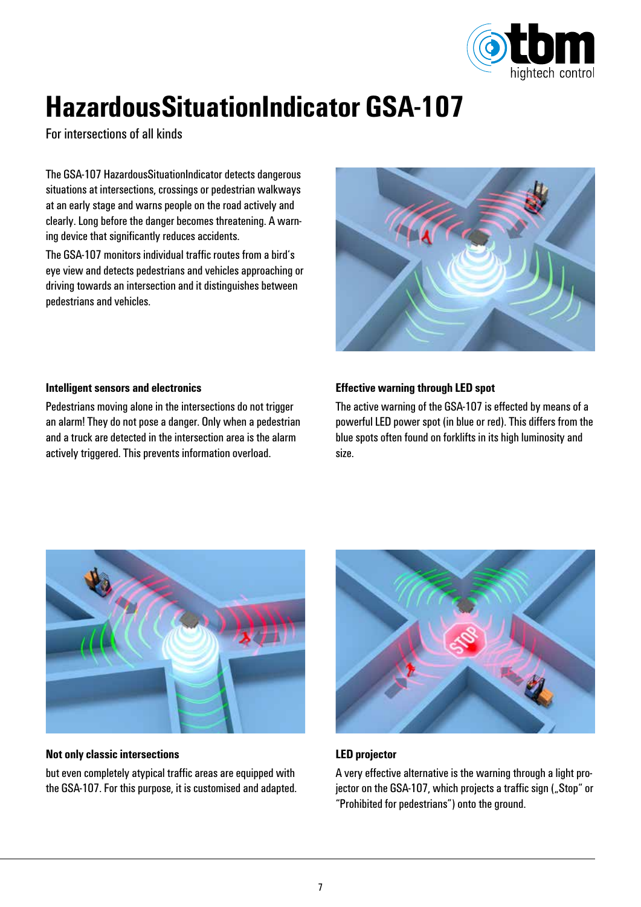# HazardousSituationIndicator GSA-107

For intersections of all kinds

The GSA-107 HazardousSituationIndicator detects dangerous situations at intersections, crossings or pedestrian walkways at an early stage and warns people on the road actively and clearly. Long before the danger becomes threatening. A warning device that significantly reduces accidents.

The GSA-107 monitors individual traffic routes from a bird's eye view and detects pedestrians and vehicles approaching or driving towards an intersection and it distinguishes between pedestrians and vehicles.

### Intelligent sensors and electronics

Pedestrians moving alone in the intersections do not trigger an alarm! They do not pose a danger. Only when a pedestrian and a truck are detected in the intersection area is the alarm actively triggered. This prevents information overload.

### Effective warning through LED spot

The active warning of the GSA-107 is effected by means of a powerful LED power spot (in blue or red). This differs from the blue spots often found on forklifts in its high luminosity and size.

### Not only classic intersections

but even completely atypical traffic areas are equipped with the GSA-107. For this purpose, it is customised and adapted.

### LED projector

A very effective alternative is the warning through a light projector on the GSA-107, which projects a traffic sign („Stop“ or “Prohibited for pedestrians”) onto the ground.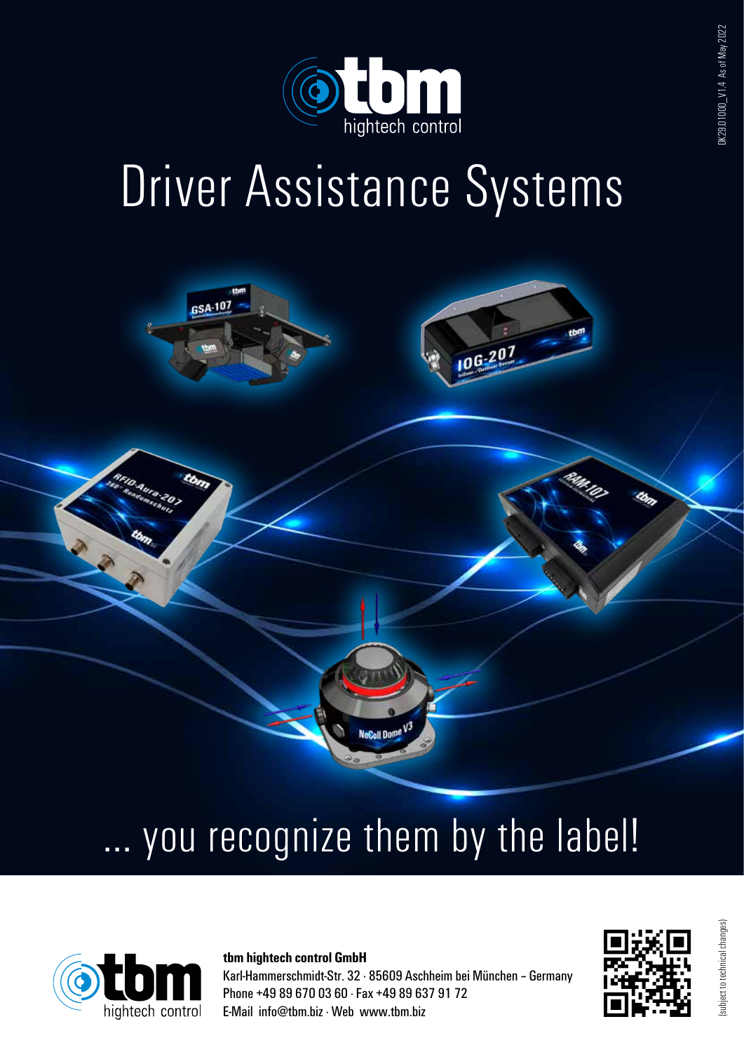# Driver Assistance Systems

... you recognize them by the label!

DK29.01000_V1.4 As of May 2022

**tbm hightech control GmbH**
Karl-Hammerschmidt-Str. 32 · 85609 Aschheim bei München – Germany
Phone +49 89 670 03 60 · Fax +49 89 637 91 72
E-Mail info@tbm.biz · Web www.tbm.biz

(subject to technical changes)